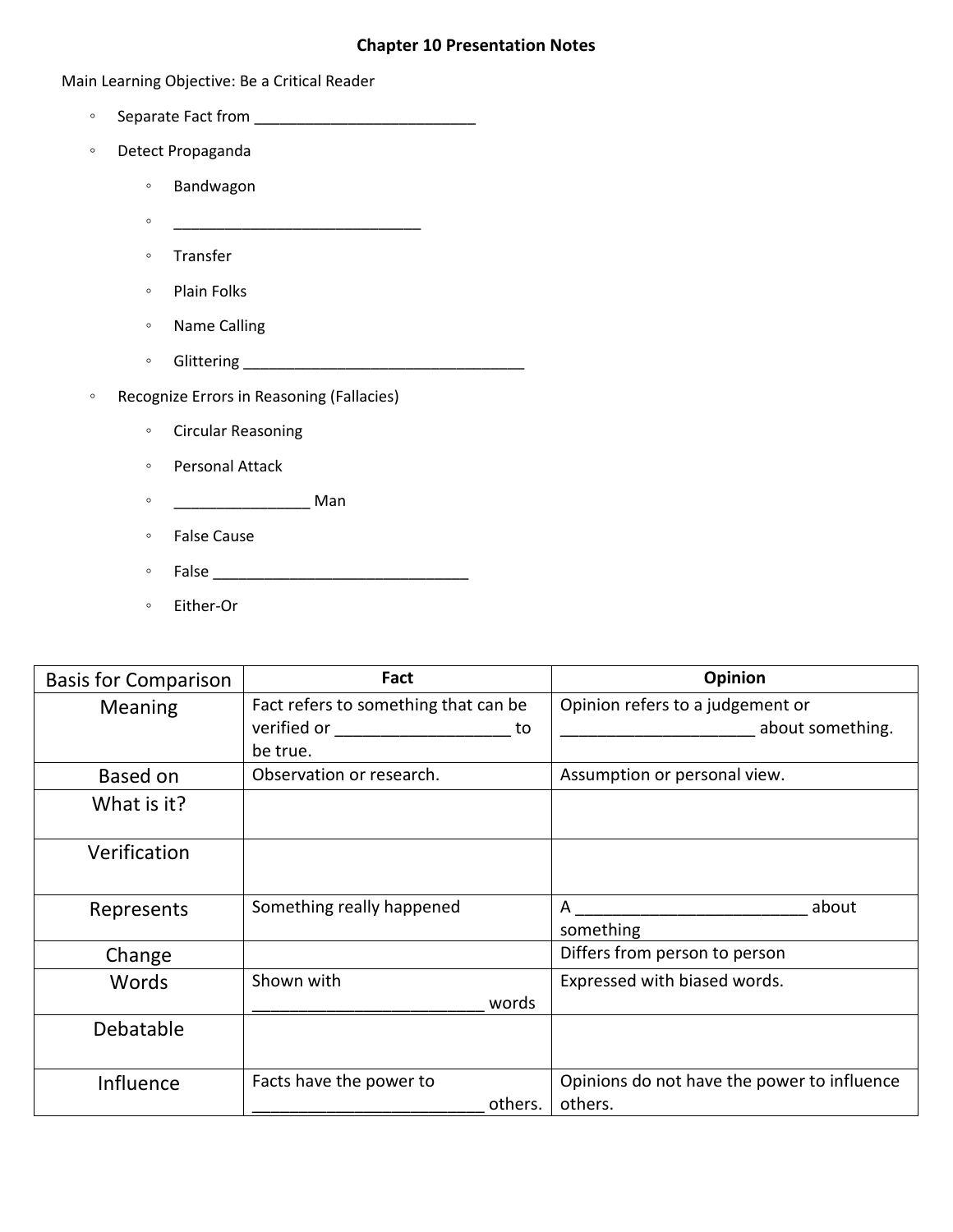## Chapter 10 Presentation Notes

Main Learning Objective: Be a Critical Reader

- Separate Fact from ___________________________
- Detect Propaganda
  - Bandwagon
  - ______________________________
  - Transfer
  - Plain Folks
  - Name Calling
  - Glittering __________________________________
- Recognize Errors in Reasoning (Fallacies)
  - Circular Reasoning
  - Personal Attack
  - ________________ Man
  - False Cause
  - False _______________________________
  - Either-Or

| Basis for Comparison | Fact | Opinion |
|---|---|---|
| Meaning | Fact refers to something that can be verified or ___________________ to be true. | Opinion refers to a judgement or _____________________ about something. |
| Based on | Observation or research. | Assumption or personal view. |
| What is it? | | |
| Verification | | |
| Represents | Something really happened | A _________________________ about something |
| Change | | Differs from person to person |
| Words | Shown with _________________________ words | Expressed with biased words. |
| Debatable | | |
| Influence | Facts have the power to _________________________ others. | Opinions do not have the power to influence others. |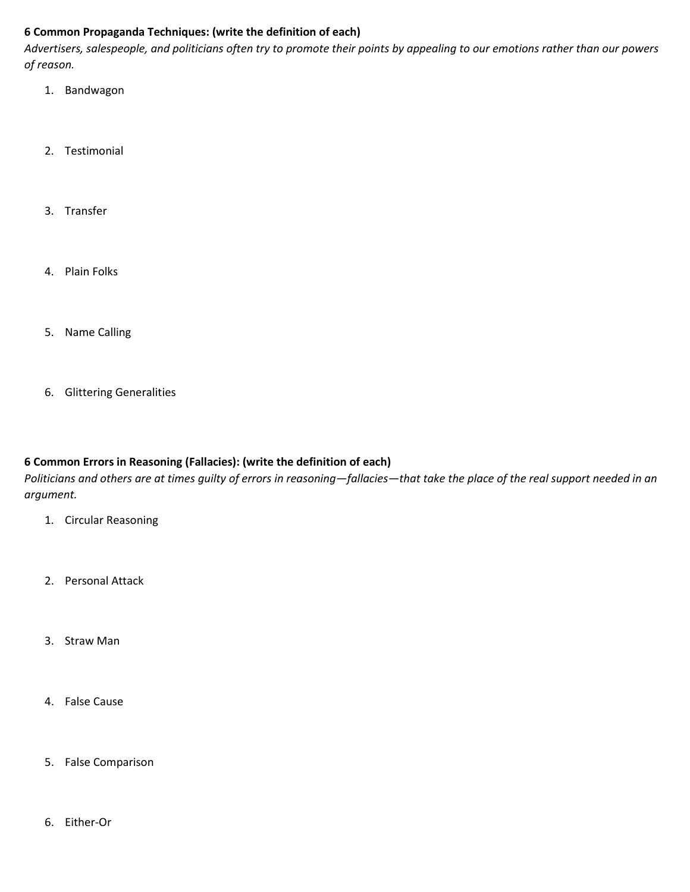**6 Common Propaganda Techniques: (write the definition of each)**

*Advertisers, salespeople, and politicians often try to promote their points by appealing to our emotions rather than our powers of reason.*

1. Bandwagon
2. Testimonial
3. Transfer
4. Plain Folks
5. Name Calling
6. Glittering Generalities

**6 Common Errors in Reasoning (Fallacies): (write the definition of each)**

*Politicians and others are at times guilty of errors in reasoning—fallacies—that take the place of the real support needed in an argument.*

1. Circular Reasoning
2. Personal Attack
3. Straw Man
4. False Cause
5. False Comparison
6. Either-Or